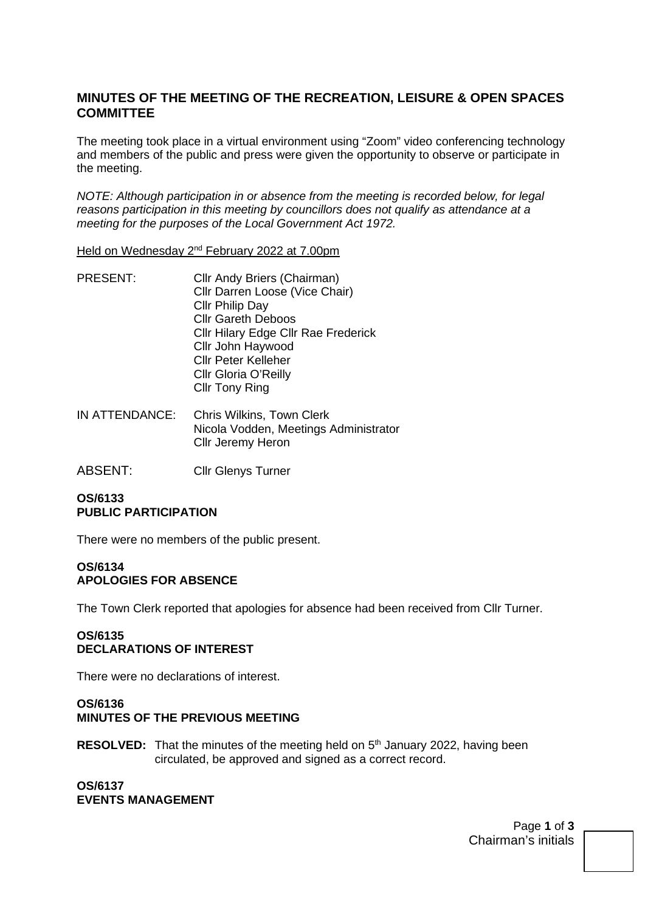## MINUTES OF THE MEETING OF THE RECREATION, LEISURE & OPEN SPACES COMMITTEE

The meeting took place in a virtual environment using "Zoom" video conferencing technology and members of the public and press were given the opportunity to observe or participate in the meeting.

*NOTE: Although participation in or absence from the meeting is recorded below, for legal reasons participation in this meeting by councillors does not qualify as attendance at a meeting for the purposes of the Local Government Act 1972.*

Held on Wednesday 2nd February 2022 at 7.00pm

PRESENT:
Cllr Andy Briers (Chairman)
Cllr Darren Loose (Vice Chair)
Cllr Philip Day
Cllr Gareth Deboos
Cllr Hilary Edge Cllr Rae Frederick
Cllr John Haywood
Cllr Peter Kelleher
Cllr Gloria O'Reilly
Cllr Tony Ring

IN ATTENDANCE:
Chris Wilkins, Town Clerk
Nicola Vodden, Meetings Administrator
Cllr Jeremy Heron

ABSENT: Cllr Glenys Turner

**OS/6133**
**PUBLIC PARTICIPATION**

There were no members of the public present.

**OS/6134**
**APOLOGIES FOR ABSENCE**

The Town Clerk reported that apologies for absence had been received from Cllr Turner.

**OS/6135**
**DECLARATIONS OF INTEREST**

There were no declarations of interest.

**OS/6136**
**MINUTES OF THE PREVIOUS MEETING**

**RESOLVED:** That the minutes of the meeting held on 5th January 2022, having been circulated, be approved and signed as a correct record.

**OS/6137**
**EVENTS MANAGEMENT**

Chairman's initials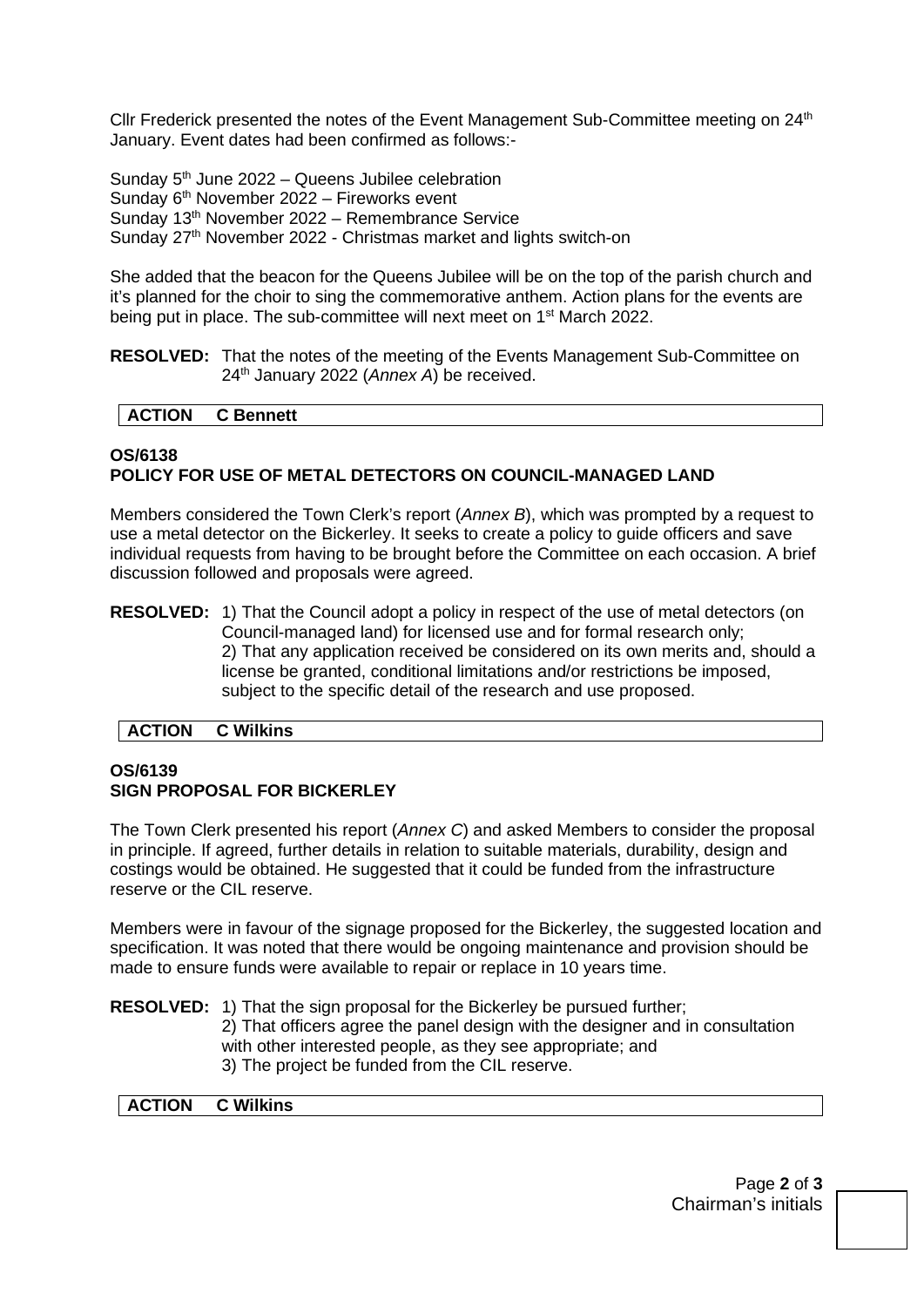Cllr Frederick presented the notes of the Event Management Sub-Committee meeting on 24th January. Event dates had been confirmed as follows:-

Sunday 5th June 2022 – Queens Jubilee celebration
Sunday 6th November 2022 – Fireworks event
Sunday 13th November 2022 – Remembrance Service
Sunday 27th November 2022 - Christmas market and lights switch-on

She added that the beacon for the Queens Jubilee will be on the top of the parish church and it's planned for the choir to sing the commemorative anthem. Action plans for the events are being put in place. The sub-committee will next meet on 1st March 2022.

**RESOLVED:** That the notes of the meeting of the Events Management Sub-Committee on 24th January 2022 (*Annex A*) be received.

| **ACTION** | **C Bennett** |
|---|---|

### OS/6138
### POLICY FOR USE OF METAL DETECTORS ON COUNCIL-MANAGED LAND

Members considered the Town Clerk's report (*Annex B*), which was prompted by a request to use a metal detector on the Bickerley. It seeks to create a policy to guide officers and save individual requests from having to be brought before the Committee on each occasion. A brief discussion followed and proposals were agreed.

**RESOLVED:** 1) That the Council adopt a policy in respect of the use of metal detectors (on Council-managed land) for licensed use and for formal research only;
2) That any application received be considered on its own merits and, should a license be granted, conditional limitations and/or restrictions be imposed, subject to the specific detail of the research and use proposed.

| **ACTION** | **C Wilkins** |
|---|---|

### OS/6139
### SIGN PROPOSAL FOR BICKERLEY

The Town Clerk presented his report (*Annex C*) and asked Members to consider the proposal in principle. If agreed, further details in relation to suitable materials, durability, design and costings would be obtained. He suggested that it could be funded from the infrastructure reserve or the CIL reserve.

Members were in favour of the signage proposed for the Bickerley, the suggested location and specification. It was noted that there would be ongoing maintenance and provision should be made to ensure funds were available to repair or replace in 10 years time.

**RESOLVED:** 1) That the sign proposal for the Bickerley be pursued further;
2) That officers agree the panel design with the designer and in consultation with other interested people, as they see appropriate; and
3) The project be funded from the CIL reserve.

| **ACTION** | **C Wilkins** |
|---|---|

Chairman's initials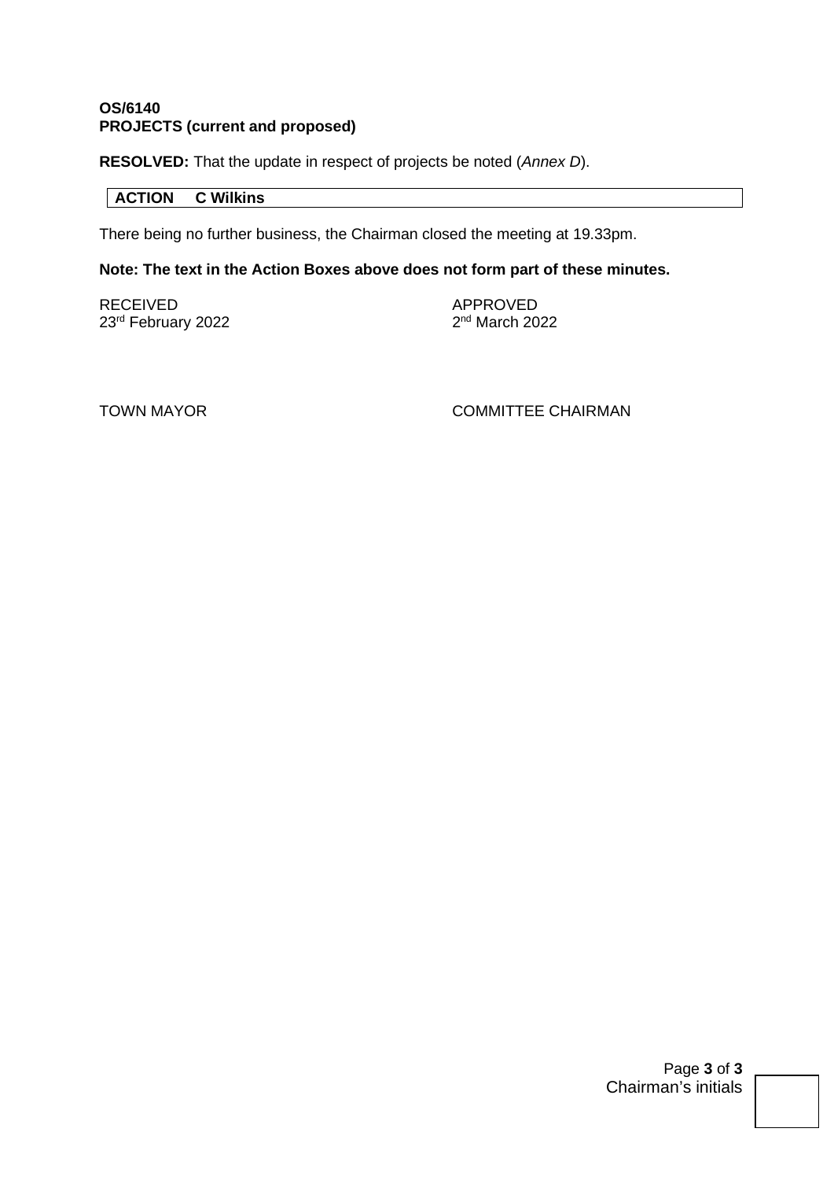**OS/6140**
**PROJECTS (current and proposed)**

**RESOLVED:** That the update in respect of projects be noted (*Annex D*).

| **ACTION** | **C Wilkins** |
|---|---|

There being no further business, the Chairman closed the meeting at 19.33pm.

**Note: The text in the Action Boxes above does not form part of these minutes.**

| RECEIVED | APPROVED |
|---|---|
| 23rd February 2022 | 2nd March 2022 |
| | |
| TOWN MAYOR | COMMITTEE CHAIRMAN |

Chairman's initials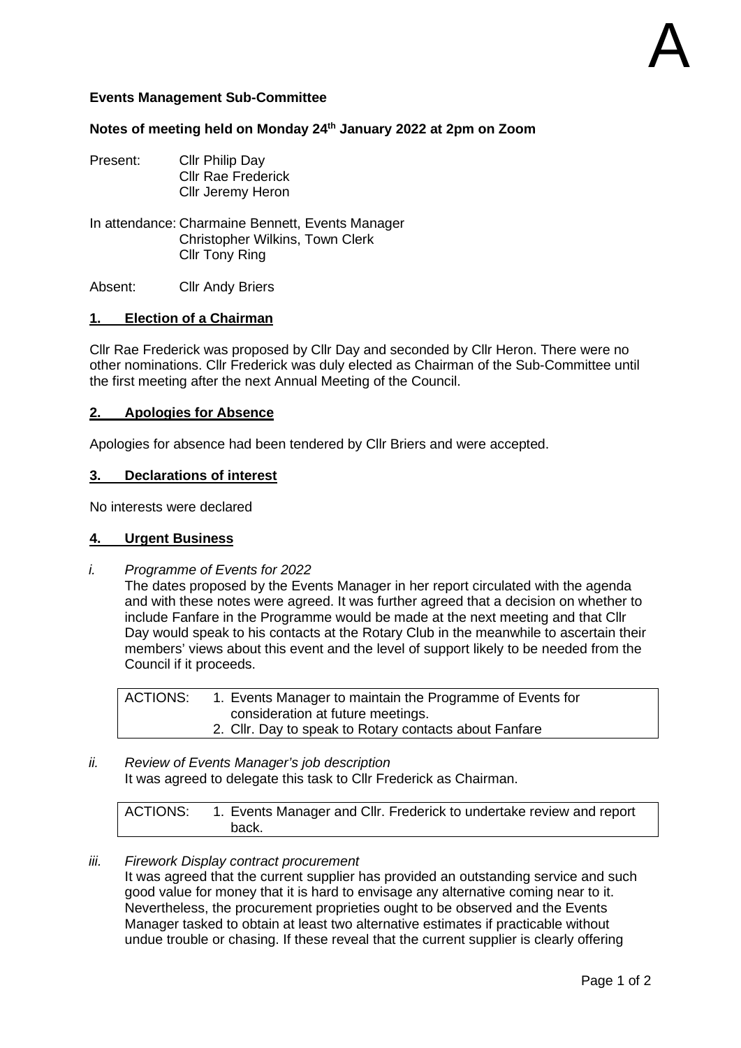A

**Events Management Sub-Committee**

**Notes of meeting held on Monday 24th January 2022 at 2pm on Zoom**

Present: Cllr Philip Day
Cllr Rae Frederick
Cllr Jeremy Heron

In attendance: Charmaine Bennett, Events Manager
Christopher Wilkins, Town Clerk
Cllr Tony Ring

Absent: Cllr Andy Briers

**1. Election of a Chairman**

Cllr Rae Frederick was proposed by Cllr Day and seconded by Cllr Heron. There were no other nominations. Cllr Frederick was duly elected as Chairman of the Sub-Committee until the first meeting after the next Annual Meeting of the Council.

**2. Apologies for Absence**

Apologies for absence had been tendered by Cllr Briers and were accepted.

**3. Declarations of interest**

No interests were declared

**4. Urgent Business**

*i. Programme of Events for 2022*

The dates proposed by the Events Manager in her report circulated with the agenda and with these notes were agreed. It was further agreed that a decision on whether to include Fanfare in the Programme would be made at the next meeting and that Cllr Day would speak to his contacts at the Rotary Club in the meanwhile to ascertain their members' views about this event and the level of support likely to be needed from the Council if it proceeds.

| ACTIONS: | 1. Events Manager to maintain the Programme of Events for consideration at future meetings.<br>2. Cllr. Day to speak to Rotary contacts about Fanfare |
|---|---|

*ii. Review of Events Manager's job description*

It was agreed to delegate this task to Cllr Frederick as Chairman.

| ACTIONS: | 1. Events Manager and Cllr. Frederick to undertake review and report back. |
|---|---|

*iii. Firework Display contract procurement*

It was agreed that the current supplier has provided an outstanding service and such good value for money that it is hard to envisage any alternative coming near to it. Nevertheless, the procurement proprieties ought to be observed and the Events Manager tasked to obtain at least two alternative estimates if practicable without undue trouble or chasing. If these reveal that the current supplier is clearly offering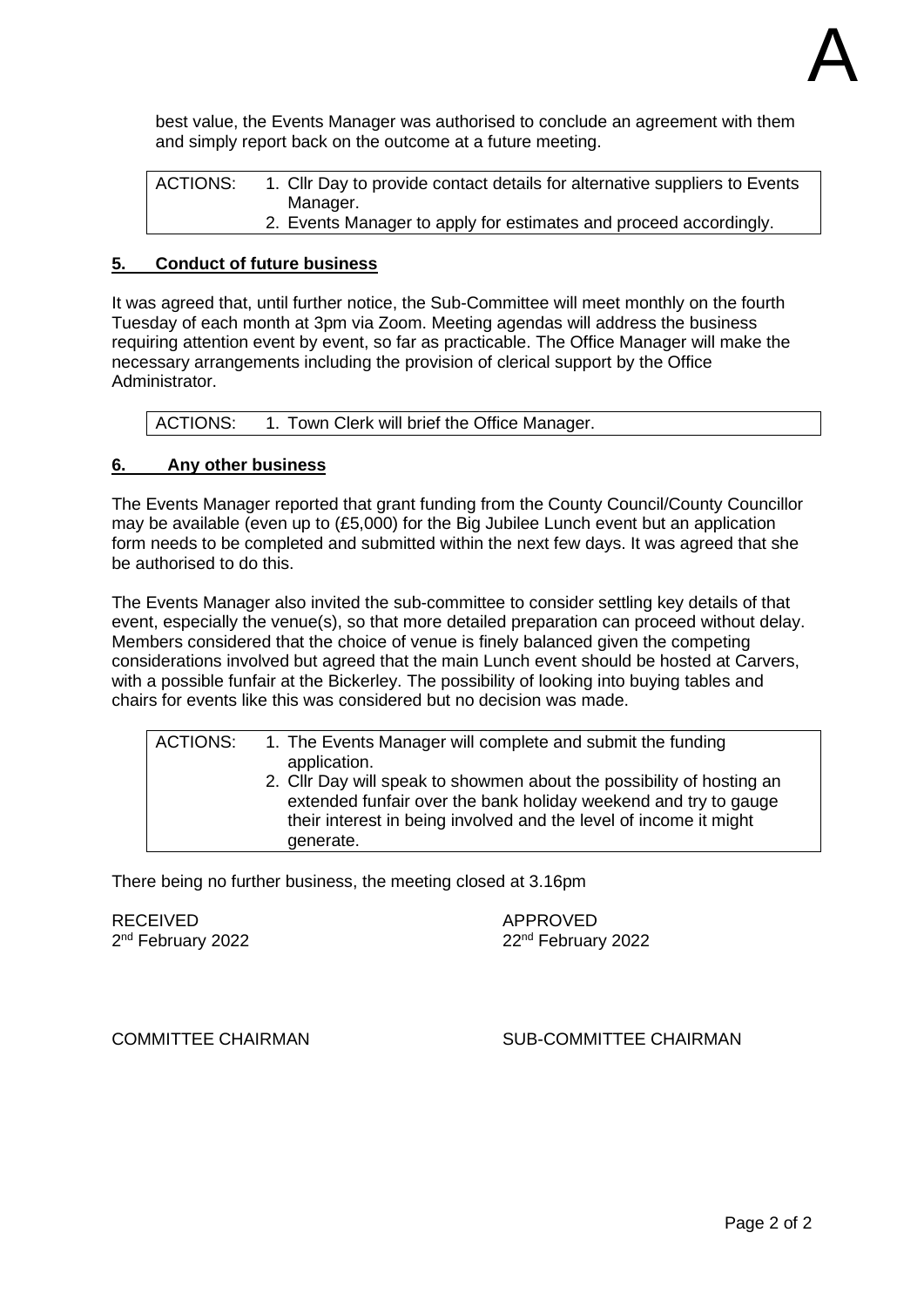best value, the Events Manager was authorised to conclude an agreement with them and simply report back on the outcome at a future meeting.

| ACTIONS: | 1. Cllr Day to provide contact details for alternative suppliers to Events Manager.<br>2. Events Manager to apply for estimates and proceed accordingly. |
|---|---|

## 5. Conduct of future business

It was agreed that, until further notice, the Sub-Committee will meet monthly on the fourth Tuesday of each month at 3pm via Zoom. Meeting agendas will address the business requiring attention event by event, so far as practicable. The Office Manager will make the necessary arrangements including the provision of clerical support by the Office Administrator.

| ACTIONS: | 1. Town Clerk will brief the Office Manager. |
|---|---|

## 6. Any other business

The Events Manager reported that grant funding from the County Council/County Councillor may be available (even up to (£5,000) for the Big Jubilee Lunch event but an application form needs to be completed and submitted within the next few days. It was agreed that she be authorised to do this.

The Events Manager also invited the sub-committee to consider settling key details of that event, especially the venue(s), so that more detailed preparation can proceed without delay. Members considered that the choice of venue is finely balanced given the competing considerations involved but agreed that the main Lunch event should be hosted at Carvers, with a possible funfair at the Bickerley. The possibility of looking into buying tables and chairs for events like this was considered but no decision was made.

| ACTIONS: | 1. The Events Manager will complete and submit the funding application.<br>2. Cllr Day will speak to showmen about the possibility of hosting an extended funfair over the bank holiday weekend and try to gauge their interest in being involved and the level of income it might generate. |
|---|---|

There being no further business, the meeting closed at 3.16pm

RECEIVED
2nd February 2022

APPROVED
22nd February 2022

COMMITTEE CHAIRMAN

SUB-COMMITTEE CHAIRMAN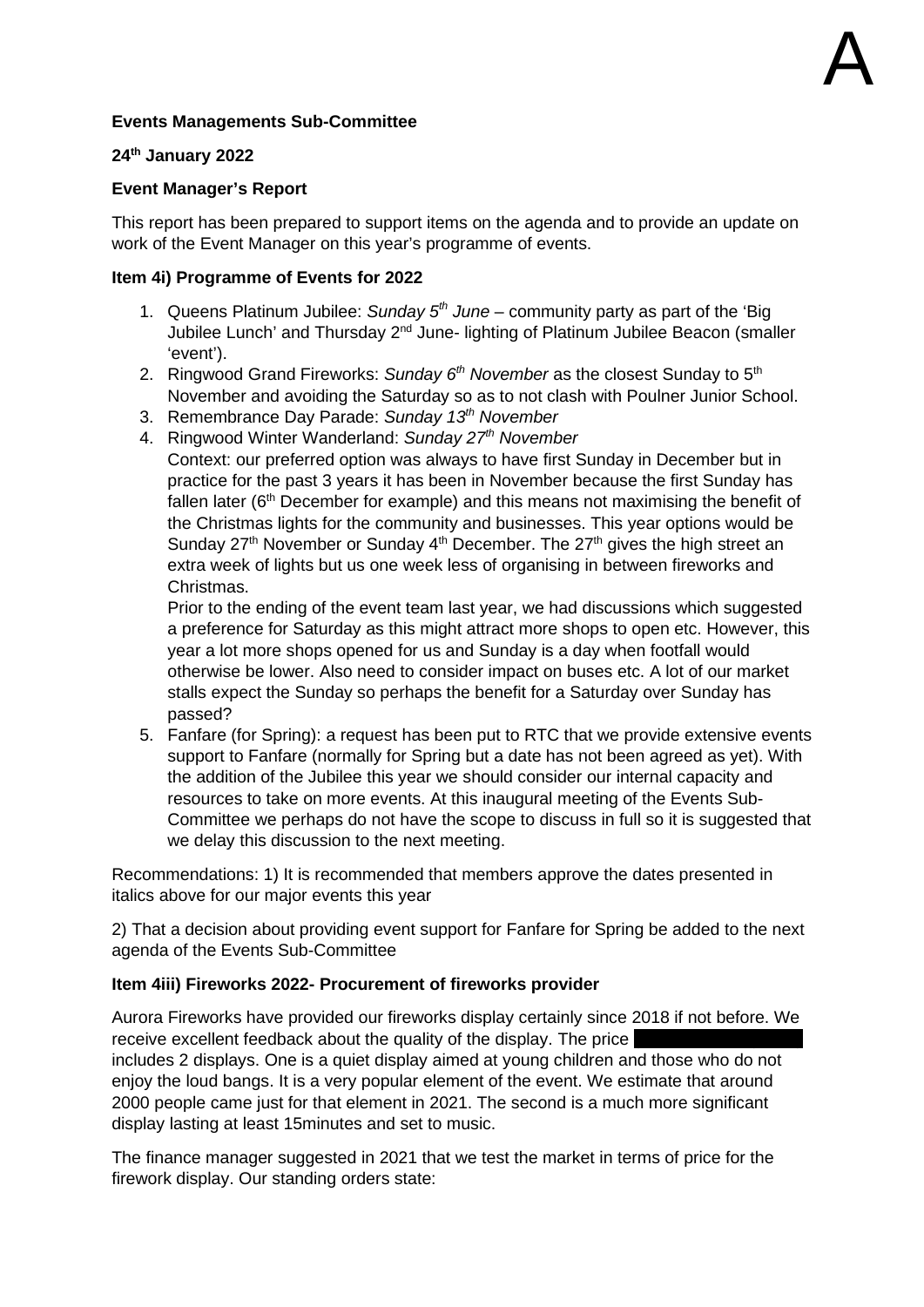A

**Events Managements Sub-Committee**

**24th January 2022**

**Event Manager's Report**

This report has been prepared to support items on the agenda and to provide an update on work of the Event Manager on this year's programme of events.

**Item 4i) Programme of Events for 2022**

1. Queens Platinum Jubilee: *Sunday 5th June* – community party as part of the 'Big Jubilee Lunch' and Thursday 2nd June- lighting of Platinum Jubilee Beacon (smaller 'event').
2. Ringwood Grand Fireworks: *Sunday 6th November* as the closest Sunday to 5th November and avoiding the Saturday so as to not clash with Poulner Junior School.
3. Remembrance Day Parade: *Sunday 13th November*
4. Ringwood Winter Wanderland: *Sunday 27th November*
   Context: our preferred option was always to have first Sunday in December but in practice for the past 3 years it has been in November because the first Sunday has fallen later (6th December for example) and this means not maximising the benefit of the Christmas lights for the community and businesses. This year options would be Sunday 27th November or Sunday 4th December. The 27th gives the high street an extra week of lights but us one week less of organising in between fireworks and Christmas.
   Prior to the ending of the event team last year, we had discussions which suggested a preference for Saturday as this might attract more shops to open etc. However, this year a lot more shops opened for us and Sunday is a day when footfall would otherwise be lower. Also need to consider impact on buses etc. A lot of our market stalls expect the Sunday so perhaps the benefit for a Saturday over Sunday has passed?
5. Fanfare (for Spring): a request has been put to RTC that we provide extensive events support to Fanfare (normally for Spring but a date has not been agreed as yet). With the addition of the Jubilee this year we should consider our internal capacity and resources to take on more events. At this inaugural meeting of the Events Sub-Committee we perhaps do not have the scope to discuss in full so it is suggested that we delay this discussion to the next meeting.

Recommendations: 1) It is recommended that members approve the dates presented in italics above for our major events this year

2) That a decision about providing event support for Fanfare for Spring be added to the next agenda of the Events Sub-Committee

**Item 4iii) Fireworks 2022- Procurement of fireworks provider**

Aurora Fireworks have provided our fireworks display certainly since 2018 if not before. We receive excellent feedback about the quality of the display. The price ██████████ includes 2 displays. One is a quiet display aimed at young children and those who do not enjoy the loud bangs. It is a very popular element of the event. We estimate that around 2000 people came just for that element in 2021. The second is a much more significant display lasting at least 15minutes and set to music.

The finance manager suggested in 2021 that we test the market in terms of price for the firework display. Our standing orders state: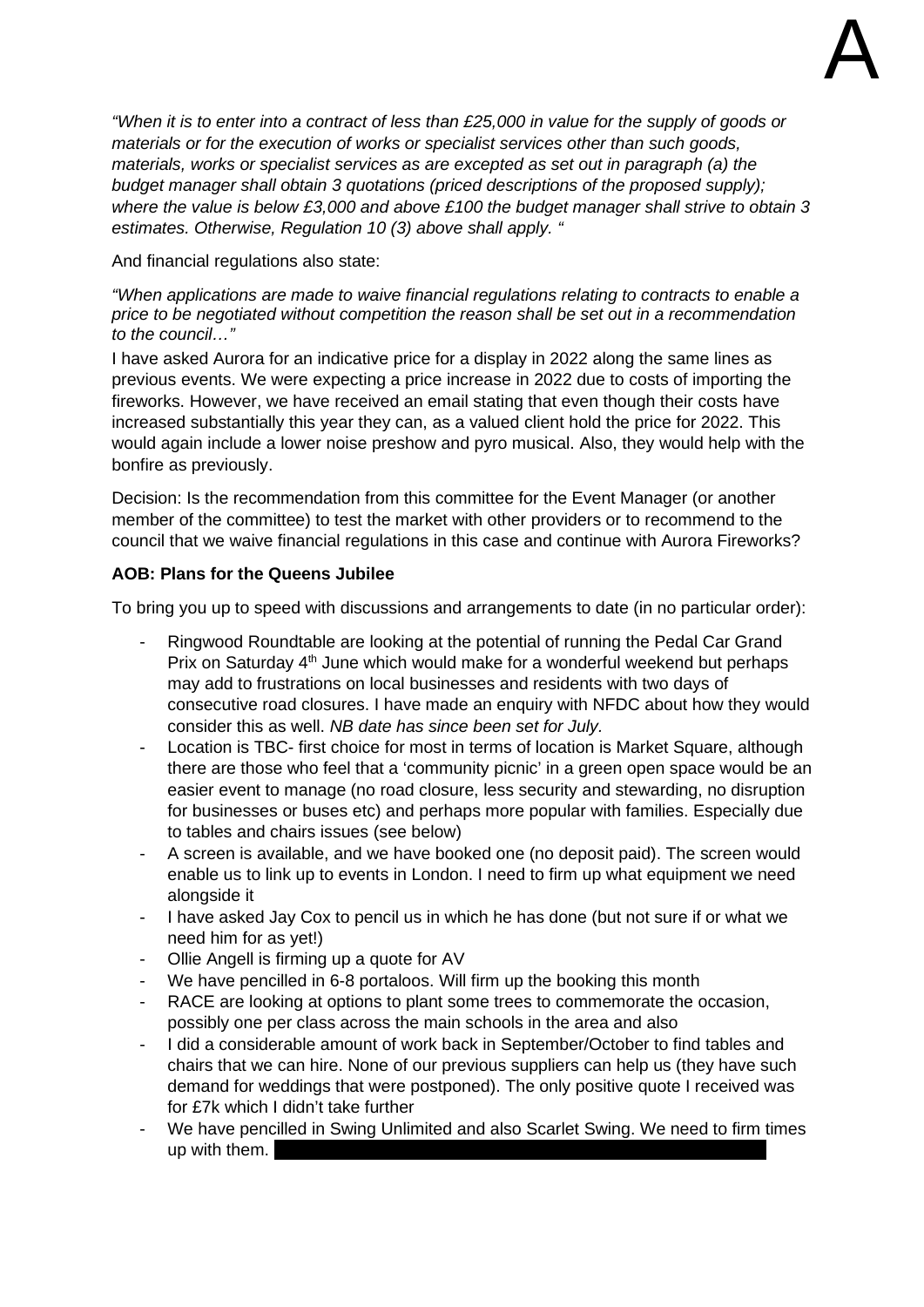"*When it is to enter into a contract of less than £25,000 in value for the supply of goods or materials or for the execution of works or specialist services other than such goods, materials, works or specialist services as are excepted as set out in paragraph (a) the budget manager shall obtain 3 quotations (priced descriptions of the proposed supply); where the value is below £3,000 and above £100 the budget manager shall strive to obtain 3 estimates. Otherwise, Regulation 10 (3) above shall apply.* "

And financial regulations also state:

"*When applications are made to waive financial regulations relating to contracts to enable a price to be negotiated without competition the reason shall be set out in a recommendation to the council…*"

I have asked Aurora for an indicative price for a display in 2022 along the same lines as previous events. We were expecting a price increase in 2022 due to costs of importing the fireworks. However, we have received an email stating that even though their costs have increased substantially this year they can, as a valued client hold the price for 2022. This would again include a lower noise preshow and pyro musical. Also, they would help with the bonfire as previously.

Decision: Is the recommendation from this committee for the Event Manager (or another member of the committee) to test the market with other providers or to recommend to the council that we waive financial regulations in this case and continue with Aurora Fireworks?

**AOB: Plans for the Queens Jubilee**

To bring you up to speed with discussions and arrangements to date (in no particular order):

- Ringwood Roundtable are looking at the potential of running the Pedal Car Grand Prix on Saturday 4th June which would make for a wonderful weekend but perhaps may add to frustrations on local businesses and residents with two days of consecutive road closures. I have made an enquiry with NFDC about how they would consider this as well. *NB date has since been set for July.*
- Location is TBC- first choice for most in terms of location is Market Square, although there are those who feel that a 'community picnic' in a green open space would be an easier event to manage (no road closure, less security and stewarding, no disruption for businesses or buses etc) and perhaps more popular with families. Especially due to tables and chairs issues (see below)
- A screen is available, and we have booked one (no deposit paid). The screen would enable us to link up to events in London. I need to firm up what equipment we need alongside it
- I have asked Jay Cox to pencil us in which he has done (but not sure if or what we need him for as yet!)
- Ollie Angell is firming up a quote for AV
- We have pencilled in 6-8 portaloos. Will firm up the booking this month
- RACE are looking at options to plant some trees to commemorate the occasion, possibly one per class across the main schools in the area and also
- I did a considerable amount of work back in September/October to find tables and chairs that we can hire. None of our previous suppliers can help us (they have such demand for weddings that were postponed). The only positive quote I received was for £7k which I didn't take further
- We have pencilled in Swing Unlimited and also Scarlet Swing. We need to firm times up with them.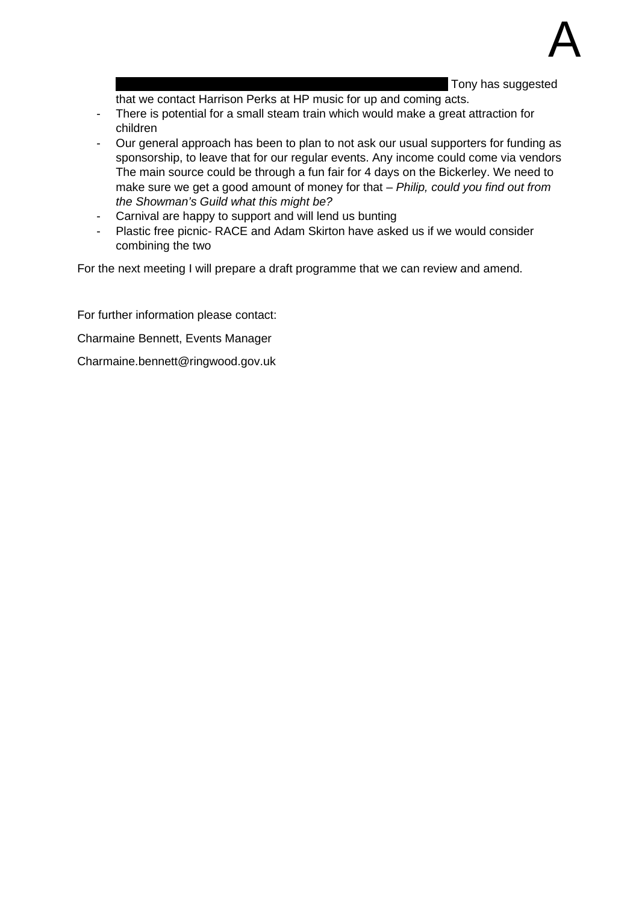A

Tony has suggested that we contact Harrison Perks at HP music for up and coming acts.

- There is potential for a small steam train which would make a great attraction for children
- Our general approach has been to plan to not ask our usual supporters for funding as sponsorship, to leave that for our regular events. Any income could come via vendors The main source could be through a fun fair for 4 days on the Bickerley. We need to make sure we get a good amount of money for that – *Philip, could you find out from the Showman's Guild what this might be?*
- Carnival are happy to support and will lend us bunting
- Plastic free picnic- RACE and Adam Skirton have asked us if we would consider combining the two

For the next meeting I will prepare a draft programme that we can review and amend.

For further information please contact:

Charmaine Bennett, Events Manager

Charmaine.bennett@ringwood.gov.uk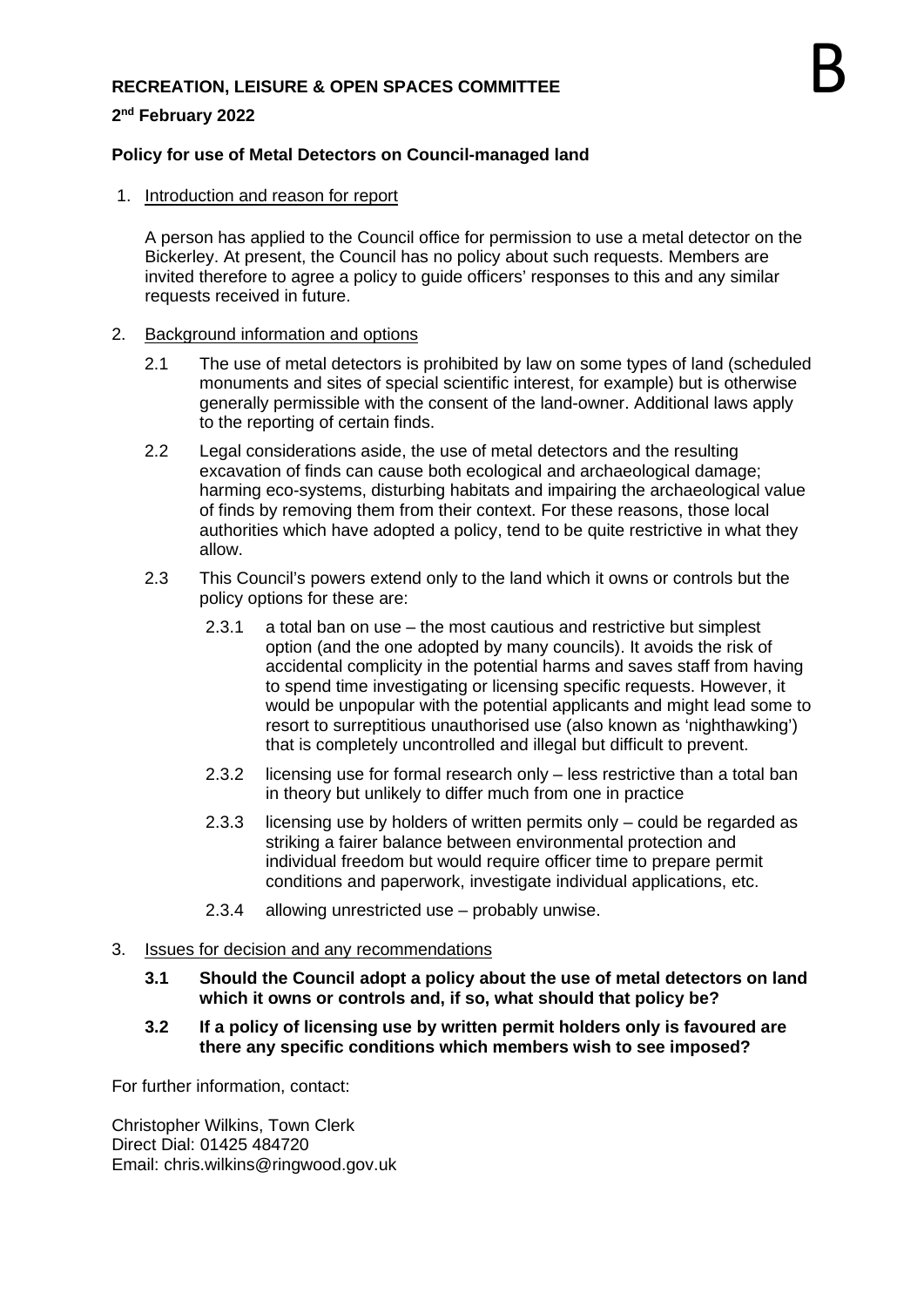**RECREATION, LEISURE & OPEN SPACES COMMITTEE**

B

**2nd February 2022**

**Policy for use of Metal Detectors on Council-managed land**

1. Introduction and reason for report

   A person has applied to the Council office for permission to use a metal detector on the Bickerley. At present, the Council has no policy about such requests. Members are invited therefore to agree a policy to guide officers' responses to this and any similar requests received in future.

2. Background information and options

   2.1 The use of metal detectors is prohibited by law on some types of land (scheduled monuments and sites of special scientific interest, for example) but is otherwise generally permissible with the consent of the land-owner. Additional laws apply to the reporting of certain finds.

   2.2 Legal considerations aside, the use of metal detectors and the resulting excavation of finds can cause both ecological and archaeological damage; harming eco-systems, disturbing habitats and impairing the archaeological value of finds by removing them from their context. For these reasons, those local authorities which have adopted a policy, tend to be quite restrictive in what they allow.

   2.3 This Council's powers extend only to the land which it owns or controls but the policy options for these are:

      2.3.1 a total ban on use – the most cautious and restrictive but simplest option (and the one adopted by many councils). It avoids the risk of accidental complicity in the potential harms and saves staff from having to spend time investigating or licensing specific requests. However, it would be unpopular with the potential applicants and might lead some to resort to surreptitious unauthorised use (also known as 'nighthawking') that is completely uncontrolled and illegal but difficult to prevent.

      2.3.2 licensing use for formal research only – less restrictive than a total ban in theory but unlikely to differ much from one in practice

      2.3.3 licensing use by holders of written permits only – could be regarded as striking a fairer balance between environmental protection and individual freedom but would require officer time to prepare permit conditions and paperwork, investigate individual applications, etc.

      2.3.4 allowing unrestricted use – probably unwise.

3. Issues for decision and any recommendations

   **3.1 Should the Council adopt a policy about the use of metal detectors on land which it owns or controls and, if so, what should that policy be?**

   **3.2 If a policy of licensing use by written permit holders only is favoured are there any specific conditions which members wish to see imposed?**

For further information, contact:

Christopher Wilkins, Town Clerk
Direct Dial: 01425 484720
Email: chris.wilkins@ringwood.gov.uk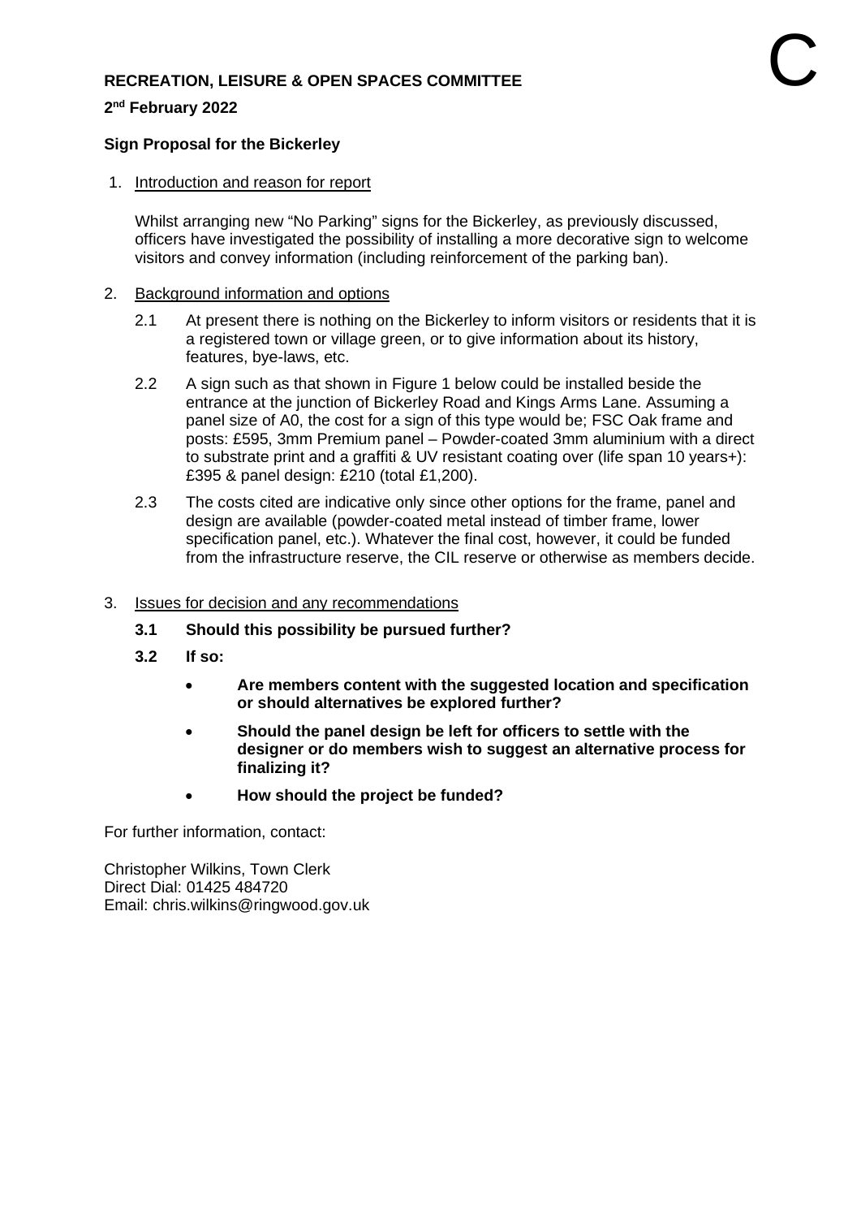C

**RECREATION, LEISURE & OPEN SPACES COMMITTEE**

**2nd February 2022**

**Sign Proposal for the Bickerley**

1. Introduction and reason for report

   Whilst arranging new "No Parking" signs for the Bickerley, as previously discussed, officers have investigated the possibility of installing a more decorative sign to welcome visitors and convey information (including reinforcement of the parking ban).

2. Background information and options

   2.1 At present there is nothing on the Bickerley to inform visitors or residents that it is a registered town or village green, or to give information about its history, features, bye-laws, etc.

   2.2 A sign such as that shown in Figure 1 below could be installed beside the entrance at the junction of Bickerley Road and Kings Arms Lane. Assuming a panel size of A0, the cost for a sign of this type would be; FSC Oak frame and posts: £595, 3mm Premium panel – Powder-coated 3mm aluminium with a direct to substrate print and a graffiti & UV resistant coating over (life span 10 years+): £395 & panel design: £210 (total £1,200).

   2.3 The costs cited are indicative only since other options for the frame, panel and design are available (powder-coated metal instead of timber frame, lower specification panel, etc.). Whatever the final cost, however, it could be funded from the infrastructure reserve, the CIL reserve or otherwise as members decide.

3. Issues for decision and any recommendations

   **3.1 Should this possibility be pursued further?**

   **3.2 If so:**

   - **Are members content with the suggested location and specification or should alternatives be explored further?**
   - **Should the panel design be left for officers to settle with the designer or do members wish to suggest an alternative process for finalizing it?**
   - **How should the project be funded?**

For further information, contact:

Christopher Wilkins, Town Clerk
Direct Dial: 01425 484720
Email: chris.wilkins@ringwood.gov.uk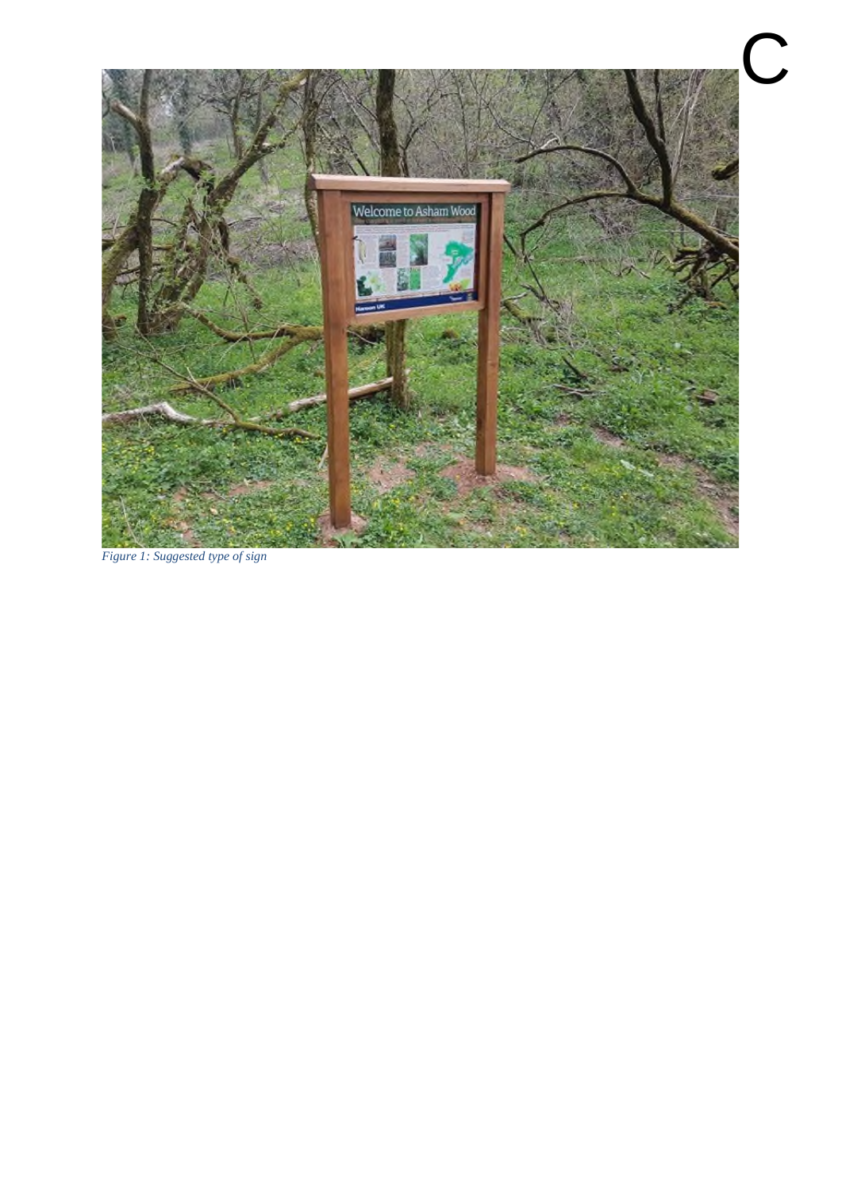C

*Figure 1: Suggested type of sign*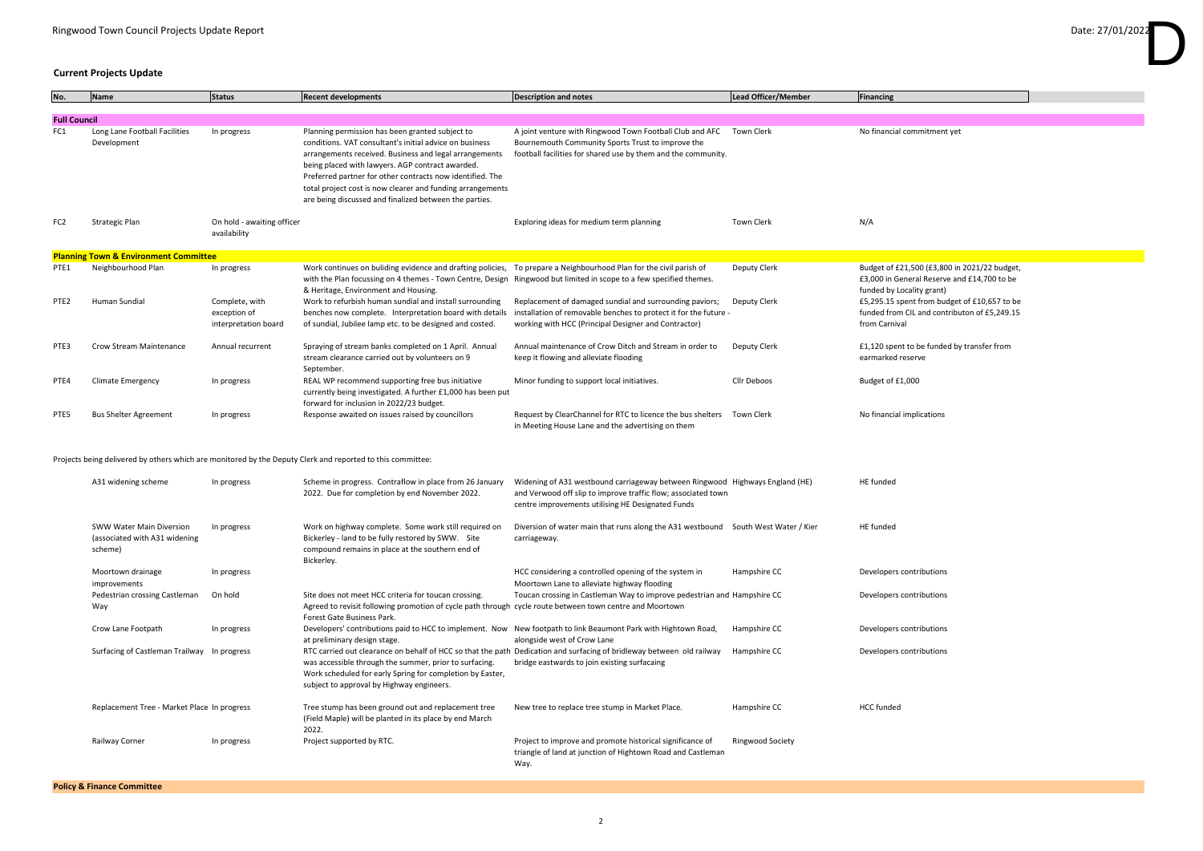Date: 27/01/2022

# Current Projects Update

| No. | Name | Status | Recent developments | Description and notes | Lead Officer/Member | Financing |
|---|---|---|---|---|---|---|
| **Full Council** | | | | | | |
| FC1 | Long Lane Football Facilities Development | In progress | Planning permission has been granted subject to conditions. VAT consultant's initial advice on business arrangements received. Business and legal arrangements being placed with lawyers. AGP contract awarded. Preferred partner for other contracts now identified. The total project cost is now clearer and funding arrangements are being discussed and finalized between the parties. | A joint venture with Ringwood Town Football Club and AFC Bournemouth Community Sports Trust to improve the football facilities for shared use by them and the community. | Town Clerk | No financial commitment yet |
| FC2 | Strategic Plan | On hold - awaiting officer availability | | Exploring ideas for medium term planning | Town Clerk | N/A |
| **Planning Town & Environment Committee** | | | | | | |
| PTE1 | Neighbourhood Plan | In progress | Work continues on buliding evidence and drafting policies, with the Plan focussing on 4 themes - Town Centre, Design & Heritage, Environment and Housing. | To prepare a Neighbourhood Plan for the civil parish of Ringwood but limited in scope to a few specified themes. | Deputy Clerk | Budget of £21,500 (£3,800 in 2021/22 budget, £3,000 in General Reserve and £14,700 to be funded by Locality grant) |
| PTE2 | Human Sundial | Complete, with exception of interpretation board | Work to refurbish human sundial and install surrounding benches now complete. Interpretation board with details of sundial, Jubilee lamp etc. to be designed and costed. | Replacement of damaged sundial and surrounding paviors; installation of removable benches to protect it for the future - working with HCC (Principal Designer and Contractor) | Deputy Clerk | £5,295.15 spent from budget of £10,657 to be funded from CIL and contributon of £5,249.15 from Carnival |
| PTE3 | Crow Stream Maintenance | Annual recurrent | Spraying of stream banks completed on 1 April. Annual stream clearance carried out by volunteers on 9 September. | Annual maintenance of Crow Ditch and Stream in order to keep it flowing and alleviate flooding | Deputy Clerk | £1,120 spent to be funded by transfer from earmarked reserve |
| PTE4 | Climate Emergency | In progress | REAL WP recommend supporting free bus initiative currently being investigated. A further £1,000 has been put forward for inclusion in 2022/23 budget. | Minor funding to support local initiatives. | Cllr Deboos | Budget of £1,000 |
| PTE5 | Bus Shelter Agreement | In progress | Response awaited on issues raised by councillors | Request by ClearChannel for RTC to licence the bus shelters in Meeting House Lane and the advertising on them | Town Clerk | No financial implications |

Projects being delivered by others which are monitored by the Deputy Clerk and reported to this committee:

| Name | Status | Recent developments | Description and notes | Lead Officer/Member | Financing |
|---|---|---|---|---|---|
| A31 widening scheme | In progress | Scheme in progress. Contraflow in place from 26 January 2022. Due for completion by end November 2022. | Widening of A31 westbound carriageway between Ringwood and Verwood off slip to improve traffic flow; associated town centre improvements utilising HE Designated Funds | Highways England (HE) | HE funded |
| SWW Water Main Diversion (associated with A31 widening scheme) | In progress | Work on highway complete. Some work still required on Bickerley - land to be fully restored by SWW. Site compound remains in place at the southern end of Bickerley. | Diversion of water main that runs along the A31 westbound carriageway. | South West Water / Kier | HE funded |
| Moortown drainage improvements | In progress | | HCC considering a controlled opening of the system in Moortown Lane to alleviate highway flooding | Hampshire CC | Developers contributions |
| Pedestrian crossing Castleman Way | On hold | Site does not meet HCC criteria for toucan crossing. Agreed to revisit following promotion of cycle path through Forest Gate Business Park. | Toucan crossing in Castleman Way to improve pedestrian and cycle route between town centre and Moortown | Hampshire CC | Developers contributions |
| Crow Lane Footpath | In progress | Developers' contributions paid to HCC to implement. Now at preliminary design stage. | New footpath to link Beaumont Park with Hightown Road, alongside west of Crow Lane | Hampshire CC | Developers contributions |
| Surfacing of Castleman Trailway | In progress | RTC carried out clearance on behalf of HCC so that the path was accessible through the summer, prior to surfacing. Work scheduled for early Spring for completion by Easter, subject to approval by Highway engineers. | Dedication and surfacing of bridleway between old railway bridge eastwards to join existing surfacaing | Hampshire CC | Developers contributions |
| Replacement Tree - Market Place | In progress | Tree stump has been ground out and replacement tree (Field Maple) will be planted in its place by end March 2022. | New tree to replace tree stump in Market Place. | Hampshire CC | HCC funded |
| Railway Corner | In progress | Project supported by RTC. | Project to improve and promote historical significance of triangle of land at junction of Hightown Road and Castleman Way. | Ringwood Society | |

**Policy & Finance Committee**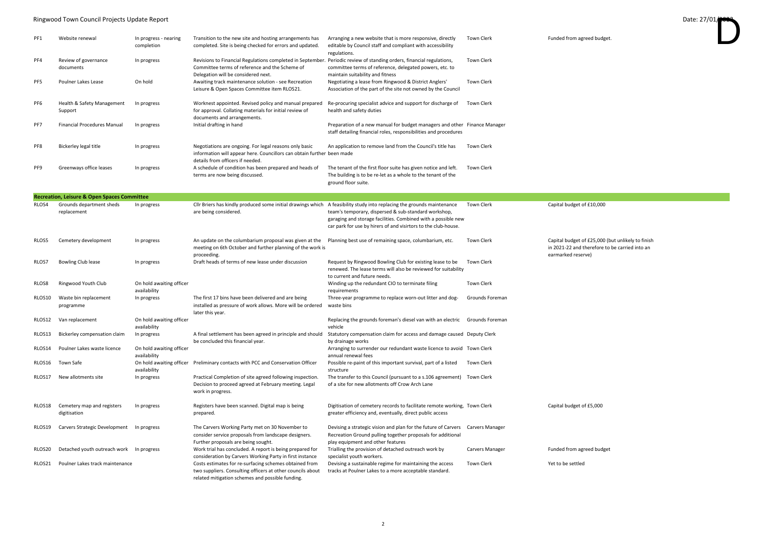# Ringwood Town Council Projects Update Report

Date: 27/01/2022

| | | | | | | |
|---|---|---|---|---|---|---|
| PF1 | Website renewal | In progress - nearing completion | Transition to the new site and hosting arrangements has completed. Site is being checked for errors and updated. | Arranging a new website that is more responsive, directly editable by Council staff and compliant with accessibility regulations. | Town Clerk | Funded from agreed budget. |
| PF4 | Review of governance documents | In progress | Revisions to Financial Regulations completed in September. Committee terms of reference and the Scheme of Delegation will be considered next. | Periodic review of standing orders, financial regulations, committee terms of reference, delegated powers, etc. to maintain suitability and fitness | Town Clerk | |
| PF5 | Poulner Lakes Lease | On hold | Awaiting track maintenance solution - see Recreation Leisure & Open Spaces Committee item RLOS21. | Negotiating a lease from Ringwood & District Anglers' Association of the part of the site not owned by the Council | Town Clerk | |
| PF6 | Health & Safety Management Support | In progress | Worknest appointed. Revised policy and manual prepared for approval. Collating materials for initial review of documents and arrangements. | Re-procuring specialist advice and support for discharge of health and safety duties | Town Clerk | |
| PF7 | Financial Procedures Manual | In progress | Initial drafting in hand | Preparation of a new manual for budget managers and other staff detailing financial roles, responsibilities and procedures | Finance Manager | |
| PF8 | Bickerley legal title | In progress | Negotiations are ongoing. For legal reasons only basic information will appear here. Councillors can obtain further details from officers if needed. | An application to remove land from the Council's title has been made | Town Clerk | |
| PF9 | Greenways office leases | In progress | A schedule of condition has been prepared and heads of terms are now being discussed. | The tenant of the first floor suite has given notice and left. The building is to be re-let as a whole to the tenant of the ground floor suite. | Town Clerk | |
| **Recreation, Leisure & Open Spaces Committee** | | | | | | |
| RLOS4 | Grounds department sheds replacement | In progress | Cllr Briers has kindly produced some initial drawings which are being considered. | A feasibility study into replacing the grounds maintenance team's temporary, dispersed & sub-standard workshop, garaging and storage facilities. Combined with a possible new car park for use by hirers of and visirtors to the club-house. | Town Clerk | Capital budget of £10,000 |
| RLOS5 | Cemetery development | In progress | An update on the columbarium proposal was given at the meeting on 6th October and further planning of the work is proceeding. | Planning best use of remaining space, columbarium, etc. | Town Clerk | Capital budget of £25,000 (but unlikely to finish in 2021-22 and therefore to be carried into an earmarked reserve) |
| RLOS7 | Bowling Club lease | In progress | Draft heads of terms of new lease under discussion | Request by Ringwood Bowling Club for existing lease to be renewed. The lease terms will also be reviewed for suitability to current and future needs. | Town Clerk | |
| RLOS8 | Ringwood Youth Club | On hold awaiting officer availability | | Winding up the redundant CIO to terminate filing requirements | Town Clerk | |
| RLOS10 | Waste bin replacement programme | In progress | The first 17 bins have been delivered and are being installed as pressure of work allows. More will be ordered later this year. | Three-year programme to replace worn-out litter and dog-waste bins | Grounds Foreman | |
| RLOS12 | Van replacement | On hold awaiting officer availability | | Replacing the grounds foreman's diesel van with an electric vehicle | Grounds Foreman | |
| RLOS13 | Bickerley compensation claim | In progress | A final settlement has been agreed in principle and should be concluded this financial year. | Statutory compensation claim for access and damage caused by drainage works | Deputy Clerk | |
| RLOS14 | Poulner Lakes waste licence | On hold awaiting officer availability | | Arranging to surrender our redundant waste licence to avoid annual renewal fees | Town Clerk | |
| RLOS16 | Town Safe | On hold awaiting officer availability | Preliminary contacts with PCC and Conservation Officer | Possible re-paint of this important survival, part of a listed structure | Town Clerk | |
| RLOS17 | New allotments site | In progress | Practical Completion of site agreed following inspection. Decision to proceed agreed at February meeting. Legal work in progress. | The transfer to this Council (pursuant to a s.106 agreement) of a site for new allotments off Crow Arch Lane | Town Clerk | |
| RLOS18 | Cemetery map and registers digitisation | In progress | Registers have been scanned. Digital map is being prepared. | Digitisation of cemetery records to facilitate remote working, greater efficiency and, eventually, direct public access | Town Clerk | Capital budget of £5,000 |
| RLOS19 | Carvers Strategic Development | In progress | The Carvers Working Party met on 30 November to consider service proposals from landscape designers. Further proposals are being sought. | Devising a strategic vision and plan for the future of Carvers Recreation Ground pulling together proposals for additional play equipment and other features | Carvers Manager | |
| RLOS20 | Detached youth outreach work | In progress | Work trial has concluded. A report is being prepared for consideration by Carvers Working Party in first instance | Trialling the provision of detached outreach work by specialist youth workers. | Carvers Manager | Funded from agreed budget |
| RLOS21 | Poulner Lakes track maintenance | | Costs estimates for re-surfacing schemes obtained from two suppliers. Consulting officers at other councils about related mitigation schemes and possible funding. | Devising a sustainable regime for maintaining the access tracks at Poulner Lakes to a more acceptable standard. | Town Clerk | Yet to be settled |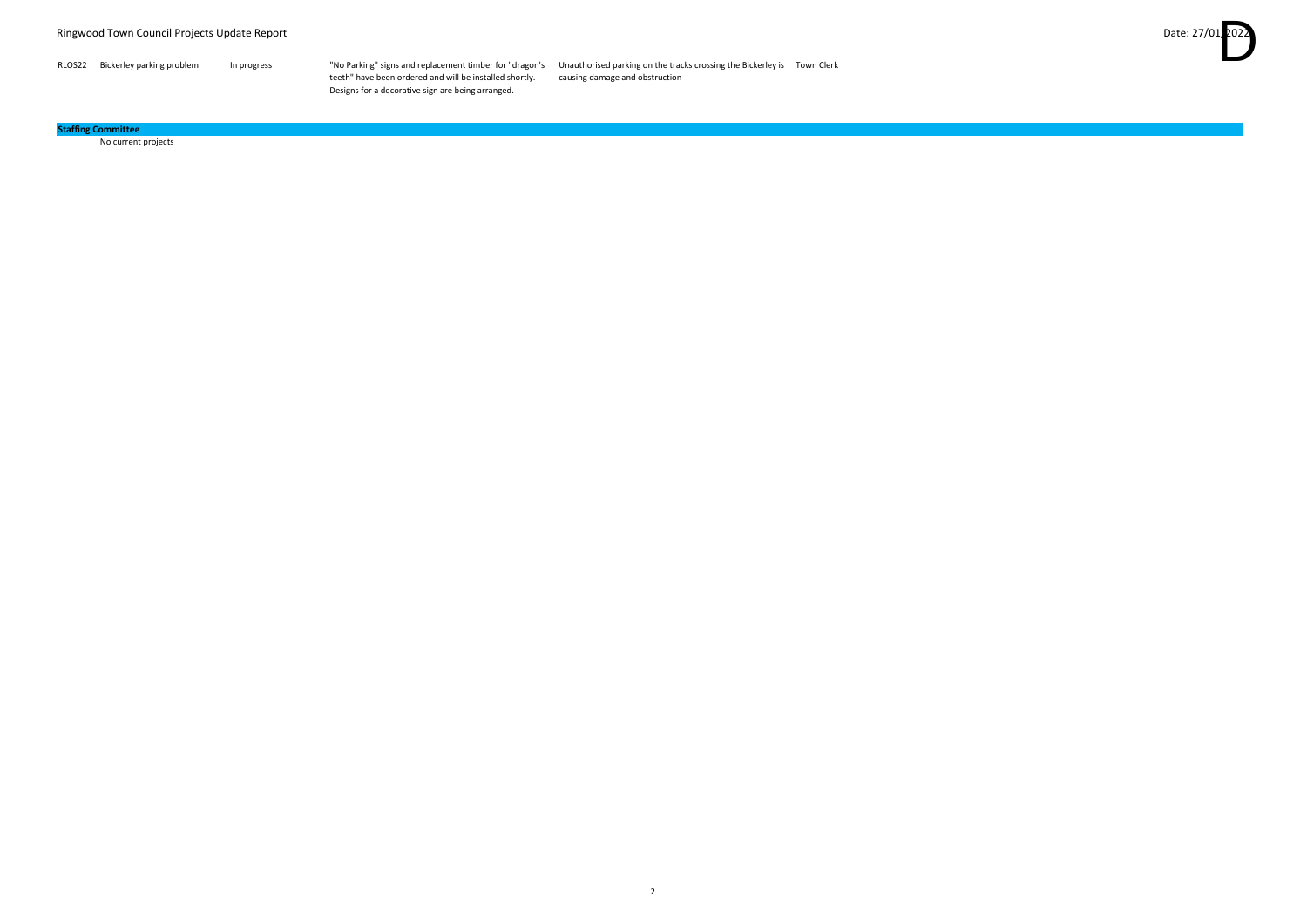| | | | | | |
|---|---|---|---|---|---|
| RLOS22 | Bickerley parking problem | In progress | "No Parking" signs and replacement timber for "dragon's teeth" have been ordered and will be installed shortly. Designs for a decorative sign are being arranged. | Unauthorised parking on the tracks crossing the Bickerley is causing damage and obstruction | Town Clerk |

**Staffing Committee**

No current projects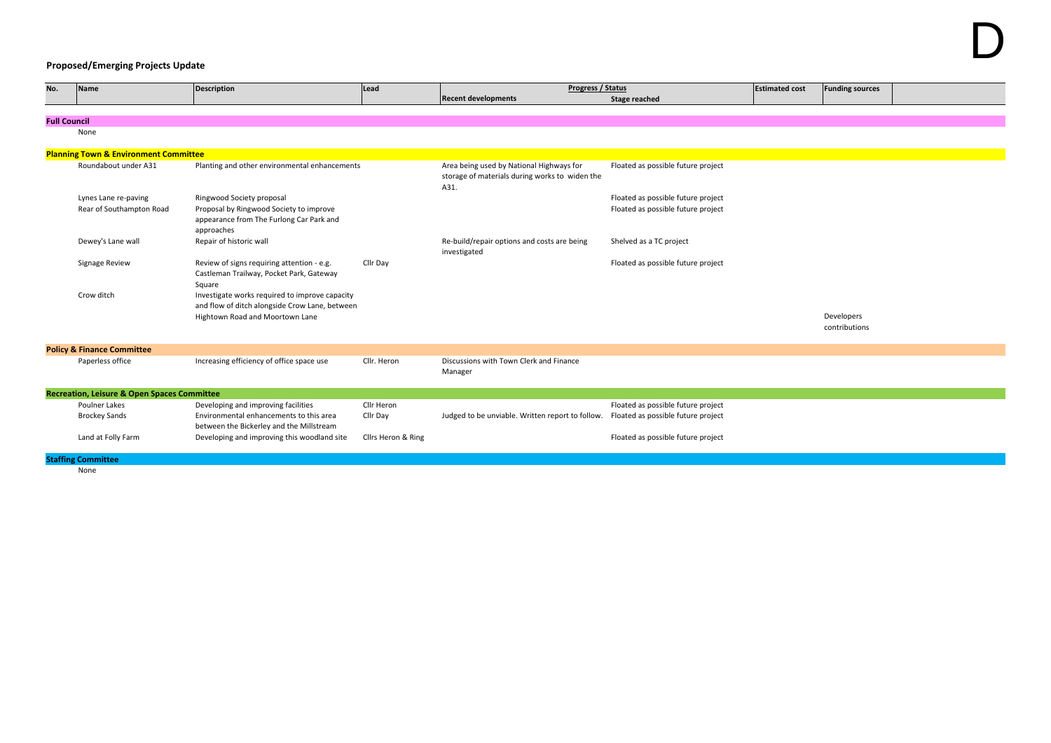D

## Proposed/Emerging Projects Update

| No. | Name | Description | Lead | Progress / Status | | Estimated cost | Funding sources | |
|---|---|---|---|---|---|---|---|---|
| | | | | Recent developments | Stage reached | | | |
| **Full Council** | | | | | | | | |
| | None | | | | | | | |
| **Planning Town & Environment Committee** | | | | | | | | |
| | Roundabout under A31 | Planting and other environmental enhancements | | Area being used by National Highways for storage of materials during works to widen the A31. | Floated as possible future project | | | |
| | Lynes Lane re-paving | Ringwood Society proposal | | | Floated as possible future project | | | |
| | Rear of Southampton Road | Proposal by Ringwood Society to improve appearance from The Furlong Car Park and approaches | | | Floated as possible future project | | | |
| | Dewey's Lane wall | Repair of historic wall | | Re-build/repair options and costs are being investigated | Shelved as a TC project | | | |
| | Signage Review | Review of signs requiring attention - e.g. Castleman Trailway, Pocket Park, Gateway Square | Cllr Day | | Floated as possible future project | | | |
| | Crow ditch | Investigate works required to improve capacity and flow of ditch alongside Crow Lane, between Hightown Road and Moortown Lane | | | | | Developers contributions | |
| **Policy & Finance Committee** | | | | | | | | |
| | Paperless office | Increasing efficiency of office space use | Cllr. Heron | Discussions with Town Clerk and Finance Manager | | | | |
| **Recreation, Leisure & Open Spaces Committee** | | | | | | | | |
| | Poulner Lakes | Developing and improving facilities | Cllr Heron | | Floated as possible future project | | | |
| | Brockey Sands | Environmental enhancements to this area between the Bickerley and the Millstream | Cllr Day | Judged to be unviable. Written report to follow. | Floated as possible future project | | | |
| | Land at Folly Farm | Developing and improving this woodland site | Cllrs Heron & Ring | | Floated as possible future project | | | |
| **Staffing Committee** | | | | | | | | |
| | None | | | | | | | |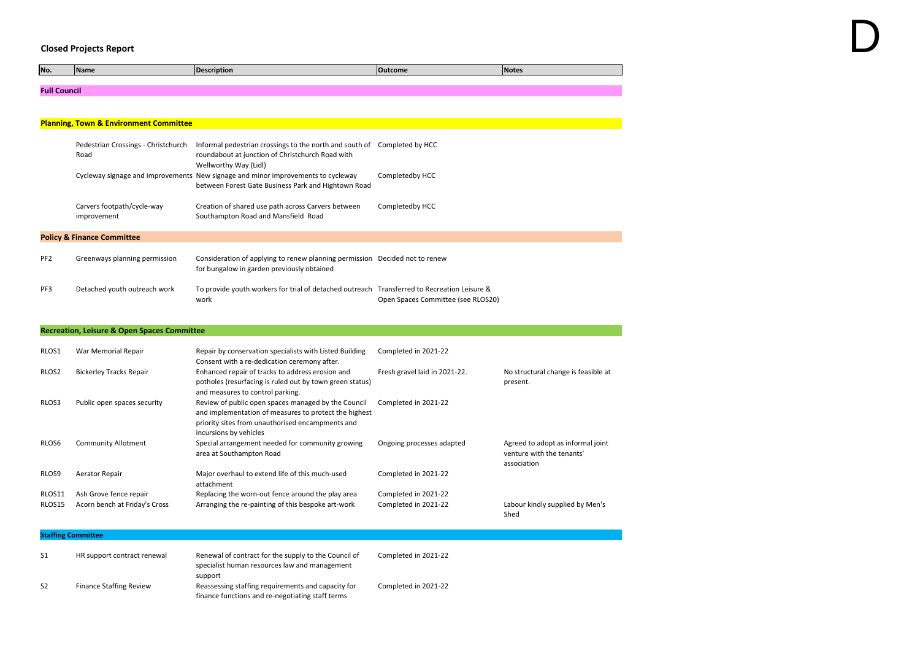D

## Closed Projects Report

| No. | Name | Description | Outcome | Notes |
| --- | --- | --- | --- | --- |
| **Full Council** | | | | |
| **Planning, Town & Environment Committee** | | | | |
| | Pedestrian Crossings - Christchurch Road | Informal pedestrian crossings to the north and south of roundabout at junction of Christchurch Road with Wellworthy Way (Lidl) | Completed by HCC | |
| | Cycleway signage and improvements | New signage and minor improvements to cycleway between Forest Gate Business Park and Hightown Road | Completedby HCC | |
| | Carvers footpath/cycle-way improvement | Creation of shared use path across Carvers between Southampton Road and Mansfield Road | Completedby HCC | |
| **Policy & Finance Committee** | | | | |
| PF2 | Greenways planning permission | Consideration of applying to renew planning permission for bungalow in garden previously obtained | Decided not to renew | |
| PF3 | Detached youth outreach work | To provide youth workers for trial of detached outreach work | Transferred to Recreation Leisure & Open Spaces Committee (see RLOS20) | |
| **Recreation, Leisure & Open Spaces Committee** | | | | |
| RLOS1 | War Memorial Repair | Repair by conservation specialists with Listed Building Consent with a re-dedication ceremony after. | Completed in 2021-22 | |
| RLOS2 | Bickerley Tracks Repair | Enhanced repair of tracks to address erosion and potholes (resurfacing is ruled out by town green status) and measures to control parking. | Fresh gravel laid in 2021-22. | No structural change is feasible at present. |
| RLOS3 | Public open spaces security | Review of public open spaces managed by the Council and implementation of measures to protect the highest priority sites from unauthorised encampments and incursions by vehicles | Completed in 2021-22 | |
| RLOS6 | Community Allotment | Special arrangement needed for community growing area at Southampton Road | Ongoing processes adapted | Agreed to adopt as informal joint venture with the tenants' association |
| RLOS9 | Aerator Repair | Major overhaul to extend life of this much-used attachment | Completed in 2021-22 | |
| RLOS11 | Ash Grove fence repair | Replacing the worn-out fence around the play area | Completed in 2021-22 | |
| RLOS15 | Acorn bench at Friday's Cross | Arranging the re-painting of this bespoke art-work | Completed in 2021-22 | Labour kindly supplied by Men's Shed |
| **Staffing Committee** | | | | |
| S1 | HR support contract renewal | Renewal of contract for the supply to the Council of specialist human resources law and management support | Completed in 2021-22 | |
| S2 | Finance Staffing Review | Reassessing staffing requirements and capacity for finance functions and re-negotiating staff terms | Completed in 2021-22 | |